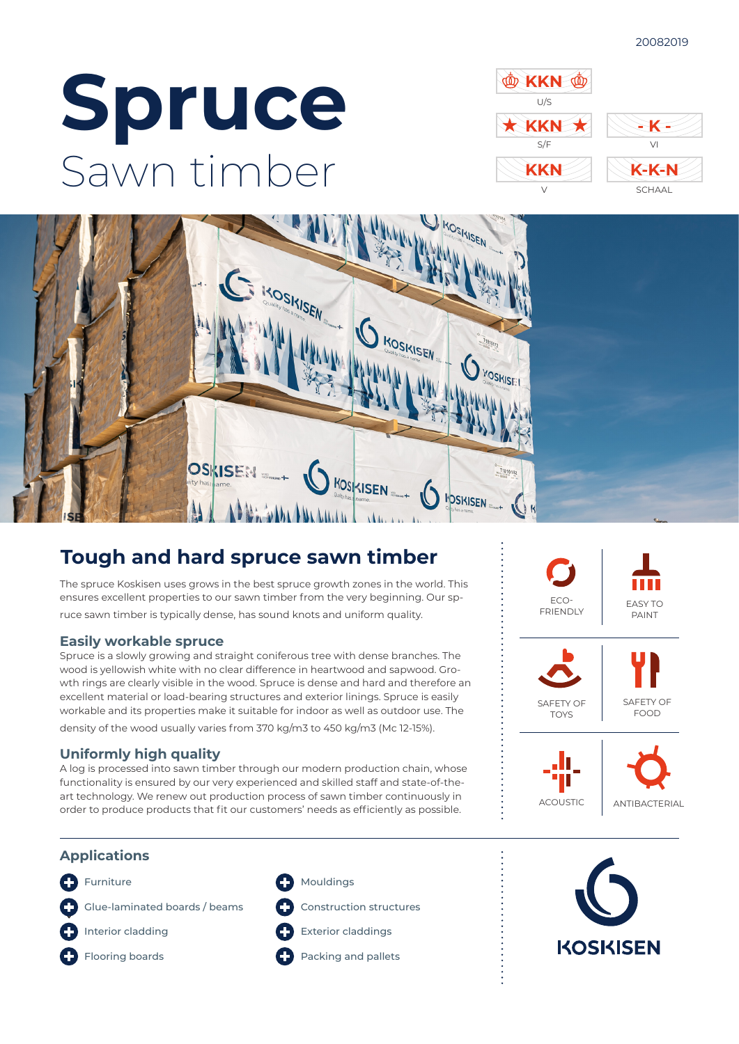20082019

# Spruce

Sawn timber

KKN U/S | KKN S/F | - K - VI | KKN V | K-K-N SCHAAL

## Tough and hard spruce sawn timber

The spruce Koskisen uses grows in the best spruce growth zones in the world. This ensures excellent properties to our sawn timber from the very beginning. Our spruce sawn timber is typically dense, has sound knots and uniform quality.

### Easily workable spruce

Spruce is a slowly growing and straight coniferous tree with dense branches. The wood is yellowish white with no clear difference in heartwood and sapwood. Growth rings are clearly visible in the wood. Spruce is dense and hard and therefore an excellent material or load-bearing structures and exterior linings. Spruce is easily workable and its properties make it suitable for indoor as well as outdoor use. The density of the wood usually varies from 370 kg/m3 to 450 kg/m3 (Mc 12-15%).

### Uniformly high quality

A log is processed into sawn timber through our modern production chain, whose functionality is ensured by our very experienced and skilled staff and state-of-the-art technology. We renew out production process of sawn timber continuously in order to produce products that fit our customers' needs as efficiently as possible.

ECO-FRIENDLY | EASY TO PAINT | SAFETY OF TOYS | SAFETY OF FOOD | ACOUSTIC | ANTIBACTERIAL

## Applications

- Furniture
- Glue-laminated boards / beams
- Interior cladding
- Flooring boards
- Mouldings
- Construction structures
- Exterior claddings
- Packing and pallets

KOSKISEN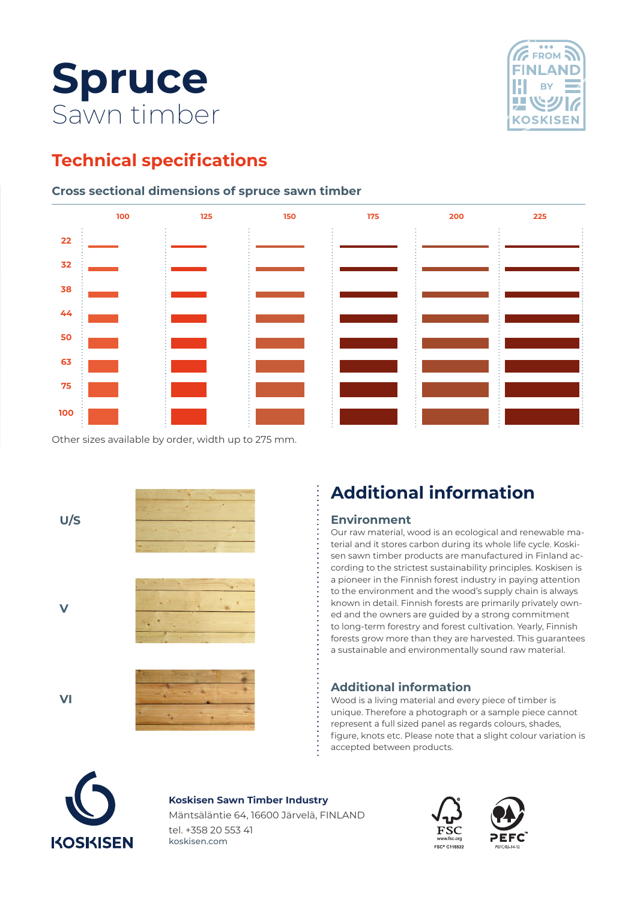# Spruce
Sawn timber

## Technical specifications

### Cross sectional dimensions of spruce sawn timber

100
125
150
175
200
225

22
32
38
44
50
63
75
100

Other sizes available by order, width up to 275 mm.

U/S

V

VI

## Additional information

### Environment

Our raw material, wood is an ecological and renewable material and it stores carbon during its whole life cycle. Koskisen sawn timber products are manufactured in Finland according to the strictest sustainability principles. Koskisen is a pioneer in the Finnish forest industry in paying attention to the environment and the wood's supply chain is always known in detail. Finnish forests are primarily privately owned and the owners are guided by a strong commitment to long-term forestry and forest cultivation. Yearly, Finnish forests grow more than they are harvested. This guarantees a sustainable and environmentally sound raw material.

### Additional information

Wood is a living material and every piece of timber is unique. Therefore a photograph or a sample piece cannot represent a full sized panel as regards colours, shades, figure, knots etc. Please note that a slight colour variation is accepted between products.

**Koskisen Sawn Timber Industry**
Mäntsäläntie 64, 16600 Järvelä, FINLAND
tel. +358 20 553 41
koskisen.com